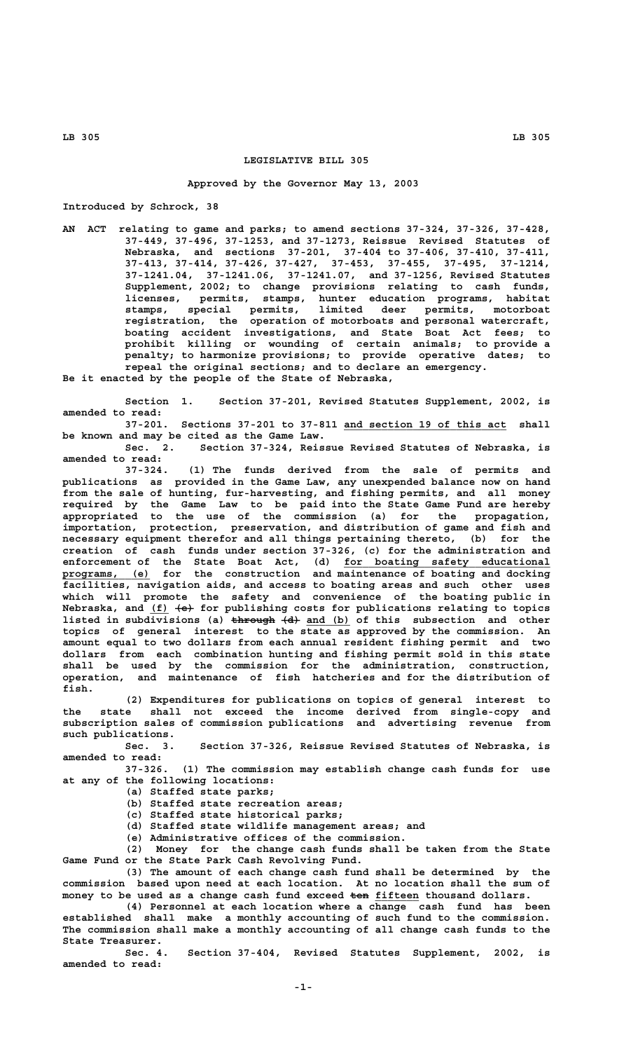# LEGISLATIVE BILL 305

Approved by the Governor May 13, 2003

Introduced by Schrock, 38

AN ACT relating to game and parks; to amend sections 37-324, 37-326, 37-428, 37-449, 37-496, 37-1253, and 37-1273, Reissue Revised Statutes of Nebraska, and sections 37-201, 37-404 to 37-406, 37-410, 37-411, 37-413, 37-414, 37-426, 37-427, 37-453, 37-455, 37-495, 37-1214, 37-1241.04, 37-1241.06, 37-1241.07, and 37-1256, Revised Statutes Supplement, 2002; to change provisions relating to cash funds, licenses, permits, stamps, hunter education programs, habitat stamps, special permits, limited deer permits, motorboat registration, the operation of motorboats and personal watercraft, boating accident investigations, and State Boat Act fees; to prohibit killing or wounding of certain animals; to provide a penalty; to harmonize provisions; to provide operative dates; to repeal the original sections; and to declare an emergency.

Be it enacted by the people of the State of Nebraska,

Section 1. Section 37-201, Revised Statutes Supplement, 2002, is amended to read:

37-201. Sections 37-201 to 37-811 and section 19 of this act shall be known and may be cited as the Game Law.

Sec. 2. Section 37-324, Reissue Revised Statutes of Nebraska, is amended to read:

37-324. (1) The funds derived from the sale of permits and publications as provided in the Game Law, any unexpended balance now on hand from the sale of hunting, fur-harvesting, and fishing permits, and all money required by the Game Law to be paid into the State Game Fund are hereby appropriated to the use of the commission (a) for the propagation, importation, protection, preservation, and distribution of game and fish and necessary equipment therefor and all things pertaining thereto, (b) for the creation of cash funds under section 37-326, (c) for the administration and enforcement of the State Boat Act, (d) for boating safety educational programs, (e) for the construction and maintenance of boating and docking facilities, navigation aids, and access to boating areas and such other uses which will promote the safety and convenience of the boating public in Nebraska, and (f) ~~(e)~~ for publishing costs for publications relating to topics listed in subdivisions (a) ~~through (d)~~ and (b) of this subsection and other topics of general interest to the state as approved by the commission. An amount equal to two dollars from each annual resident fishing permit and two dollars from each combination hunting and fishing permit sold in this state shall be used by the commission for the administration, construction, operation, and maintenance of fish hatcheries and for the distribution of fish.

(2) Expenditures for publications on topics of general interest to the state shall not exceed the income derived from single-copy and subscription sales of commission publications and advertising revenue from such publications.

Sec. 3. Section 37-326, Reissue Revised Statutes of Nebraska, is amended to read:

37-326. (1) The commission may establish change cash funds for use at any of the following locations:

(a) Staffed state parks;

(b) Staffed state recreation areas;

(c) Staffed state historical parks;

(d) Staffed state wildlife management areas; and

(e) Administrative offices of the commission.

(2) Money for the change cash funds shall be taken from the State Game Fund or the State Park Cash Revolving Fund.

(3) The amount of each change cash fund shall be determined by the commission based upon need at each location. At no location shall the sum of money to be used as a change cash fund exceed ~~ten~~ fifteen thousand dollars.

(4) Personnel at each location where a change cash fund has been established shall make a monthly accounting of such fund to the commission. The commission shall make a monthly accounting of all change cash funds to the State Treasurer.

Sec. 4. Section 37-404, Revised Statutes Supplement, 2002, is amended to read: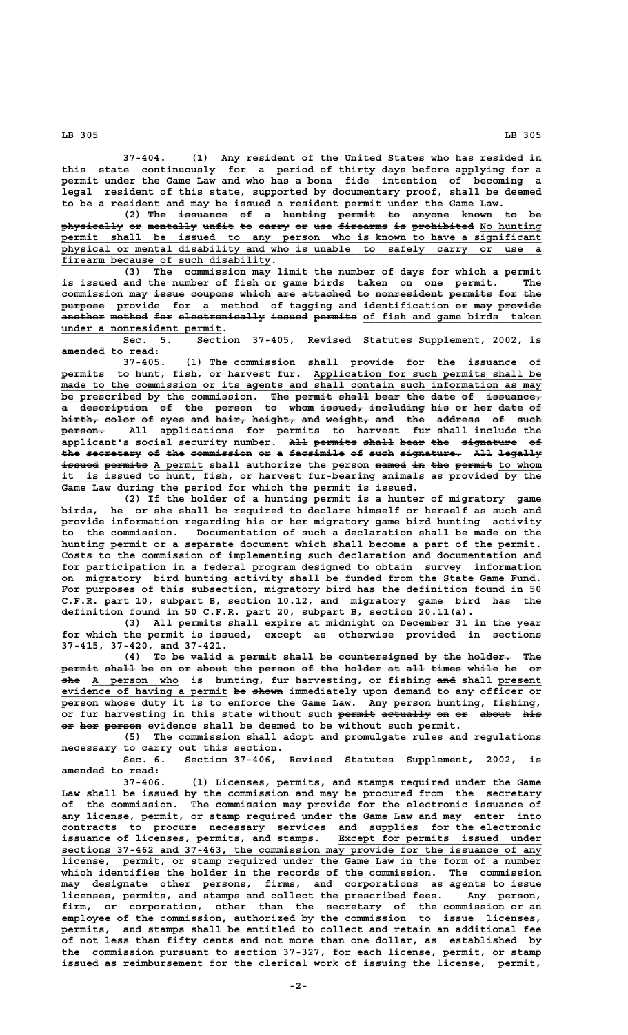37-404. (1) Any resident of the United States who has resided in this state continuously for a period of thirty days before applying for a permit under the Game Law and who has a bona fide intention of becoming a legal resident of this state, supported by documentary proof, shall be deemed to be a resident and may be issued a resident permit under the Game Law.

(2) ~~The issuance of a hunting permit to anyone known to be physically or mentally unfit to carry or use firearms is prohibited~~ <u>No hunting permit shall be issued to any person who is known to have a significant physical or mental disability and who is unable to safely carry or use a firearm because of such disability</u>.

(3) The commission may limit the number of days for which a permit is issued and the number of fish or game birds taken on one permit. The commission may ~~issue coupons which are attached to nonresident permits for the purpose~~ <u>provide for a method</u> of tagging and identification ~~or may provide another method for electronically issued permits~~ <u>of fish and game birds taken under a nonresident permit</u>.

Sec. 5. Section 37-405, Revised Statutes Supplement, 2002, is amended to read:

37-405. (1) The commission shall provide for the issuance of permits to hunt, fish, or harvest fur. <u>Application for such permits shall be made to the commission or its agents and shall contain such information as may be prescribed by the commission.</u> ~~The permit shall bear the date of issuance, a description of the person to whom issued, including his or her date of birth, color of eyes and hair, height, and weight, and the address of such person.~~ All applications for permits to harvest fur shall include the applicant's social security number. ~~All permits shall bear the signature of the secretary of the commission or a facsimile of such signature. All legally issued permits~~ <u>A permit</u> shall authorize the person ~~named in the permit~~ <u>to whom it is issued</u> to hunt, fish, or harvest fur-bearing animals as provided by the Game Law during the period for which the permit is issued.

(2) If the holder of a hunting permit is a hunter of migratory game birds, he or she shall be required to declare himself or herself as such and provide information regarding his or her migratory game bird hunting activity to the commission. Documentation of such a declaration shall be made on the hunting permit or a separate document which shall become a part of the permit. Costs to the commission of implementing such declaration and documentation and for participation in a federal program designed to obtain survey information on migratory bird hunting activity shall be funded from the State Game Fund. For purposes of this subsection, migratory bird has the definition found in 50 C.F.R. part 10, subpart B, section 10.12, and migratory game bird has the definition found in 50 C.F.R. part 20, subpart B, section 20.11(a).

(3) All permits shall expire at midnight on December 31 in the year for which the permit is issued, except as otherwise provided in sections 37-415, 37-420, and 37-421.

(4) ~~To be valid a permit shall be countersigned by the holder. The permit shall be on or about the person of the holder at all times while he or she~~ <u>A person who</u> is hunting, fur harvesting, or fishing ~~and~~ shall <u>present evidence of having a permit</u> ~~be shown~~ immediately upon demand to any officer or person whose duty it is to enforce the Game Law. Any person hunting, fishing, or fur harvesting in this state without such ~~permit actually on or about his or her person~~ <u>evidence</u> shall be deemed to be without such permit.

(5) The commission shall adopt and promulgate rules and regulations necessary to carry out this section.

Sec. 6. Section 37-406, Revised Statutes Supplement, 2002, is amended to read:

37-406. (1) Licenses, permits, and stamps required under the Game Law shall be issued by the commission and may be procured from the secretary of the commission. The commission may provide for the electronic issuance of any license, permit, or stamp required under the Game Law and may enter into contracts to procure necessary services and supplies for the electronic issuance of licenses, permits, and stamps. <u>Except for permits issued under sections 37-462 and 37-463, the commission may provide for the issuance of any license, permit, or stamp required under the Game Law in the form of a number which identifies the holder in the records of the commission.</u> The commission may designate other persons, firms, and corporations as agents to issue licenses, permits, and stamps and collect the prescribed fees. Any person, firm, or corporation, other than the secretary of the commission or an employee of the commission, authorized by the commission to issue licenses, permits, and stamps shall be entitled to collect and retain an additional fee of not less than fifty cents and not more than one dollar, as established by the commission pursuant to section 37-327, for each license, permit, or stamp issued as reimbursement for the clerical work of issuing the license, permit,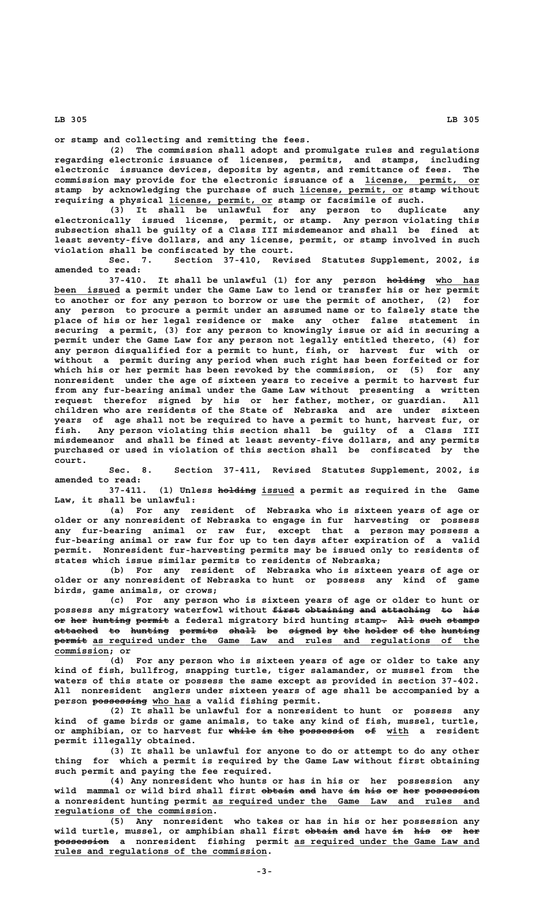or stamp and collecting and remitting the fees.

(2) The commission shall adopt and promulgate rules and regulations regarding electronic issuance of licenses, permits, and stamps, including electronic issuance devices, deposits by agents, and remittance of fees. The commission may provide for the electronic issuance of a license, permit, or stamp by acknowledging the purchase of such license, permit, or stamp without requiring a physical license, permit, or stamp or facsimile of such.

(3) It shall be unlawful for any person to duplicate any electronically issued license, permit, or stamp. Any person violating this subsection shall be guilty of a Class III misdemeanor and shall be fined at least seventy-five dollars, and any license, permit, or stamp involved in such violation shall be confiscated by the court.

Sec. 7. Section 37-410, Revised Statutes Supplement, 2002, is amended to read:

37-410. It shall be unlawful (1) for any person ~~holding~~ who has been issued a permit under the Game Law to lend or transfer his or her permit to another or for any person to borrow or use the permit of another, (2) for any person to procure a permit under an assumed name or to falsely state the place of his or her legal residence or make any other false statement in securing a permit, (3) for any person to knowingly issue or aid in securing a permit under the Game Law for any person not legally entitled thereto, (4) for any person disqualified for a permit to hunt, fish, or harvest fur with or without a permit during any period when such right has been forfeited or for which his or her permit has been revoked by the commission, or (5) for any nonresident under the age of sixteen years to receive a permit to harvest fur from any fur-bearing animal under the Game Law without presenting a written request therefor signed by his or her father, mother, or guardian. All children who are residents of the State of Nebraska and are under sixteen years of age shall not be required to have a permit to hunt, harvest fur, or fish. Any person violating this section shall be guilty of a Class III misdemeanor and shall be fined at least seventy-five dollars, and any permits purchased or used in violation of this section shall be confiscated by the court.

Sec. 8. Section 37-411, Revised Statutes Supplement, 2002, is amended to read:

37-411. (1) Unless ~~holding~~ issued a permit as required in the Game Law, it shall be unlawful:

(a) For any resident of Nebraska who is sixteen years of age or older or any nonresident of Nebraska to engage in fur harvesting or possess any fur-bearing animal or raw fur, except that a person may possess a fur-bearing animal or raw fur for up to ten days after expiration of a valid permit. Nonresident fur-harvesting permits may be issued only to residents of states which issue similar permits to residents of Nebraska;

(b) For any resident of Nebraska who is sixteen years of age or older or any nonresident of Nebraska to hunt or possess any kind of game birds, game animals, or crows;

(c) For any person who is sixteen years of age or older to hunt or possess any migratory waterfowl without ~~first obtaining and attaching to his or her hunting permit~~ a federal migratory bird hunting stamp~~. All such stamps attached to hunting permits shall be signed by the holder of the hunting permit~~ as required under the Game Law and rules and regulations of the commission; or

(d) For any person who is sixteen years of age or older to take any kind of fish, bullfrog, snapping turtle, tiger salamander, or mussel from the waters of this state or possess the same except as provided in section 37-402. All nonresident anglers under sixteen years of age shall be accompanied by a person ~~possessing~~ who has a valid fishing permit.

(2) It shall be unlawful for a nonresident to hunt or possess any kind of game birds or game animals, to take any kind of fish, mussel, turtle, or amphibian, or to harvest fur ~~while in the possession of~~ with a resident permit illegally obtained.

(3) It shall be unlawful for anyone to do or attempt to do any other thing for which a permit is required by the Game Law without first obtaining such permit and paying the fee required.

(4) Any nonresident who hunts or has in his or her possession any wild mammal or wild bird shall first ~~obtain and~~ have ~~in his or her possession~~ a nonresident hunting permit as required under the Game Law and rules and regulations of the commission.

(5) Any nonresident who takes or has in his or her possession any wild turtle, mussel, or amphibian shall first ~~obtain and~~ have ~~in his or her possession~~ a nonresident fishing permit as required under the Game Law and rules and regulations of the commission.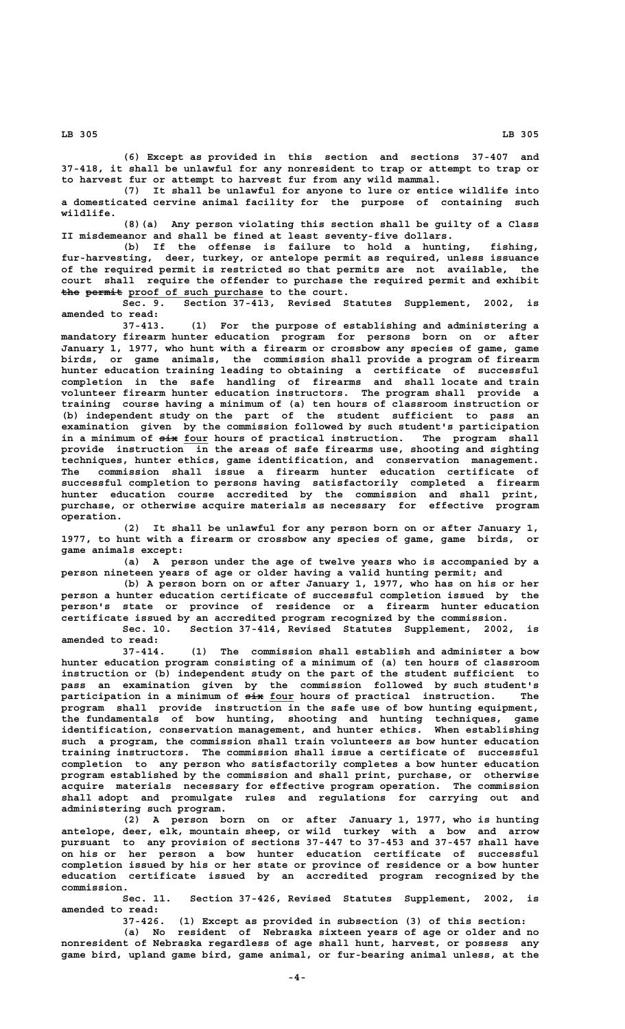(6) Except as provided in this section and sections 37-407 and 37-418, it shall be unlawful for any nonresident to trap or attempt to trap or to harvest fur or attempt to harvest fur from any wild mammal.

(7) It shall be unlawful for anyone to lure or entice wildlife into a domesticated cervine animal facility for the purpose of containing such wildlife.

(8)(a) Any person violating this section shall be guilty of a Class II misdemeanor and shall be fined at least seventy-five dollars.

(b) If the offense is failure to hold a hunting, fishing, fur-harvesting, deer, turkey, or antelope permit as required, unless issuance of the required permit is restricted so that permits are not available, the court shall require the offender to purchase the required permit and exhibit ~~the permit~~ proof of such purchase to the court.

Sec. 9. Section 37-413, Revised Statutes Supplement, 2002, is amended to read:

37-413. (1) For the purpose of establishing and administering a mandatory firearm hunter education program for persons born on or after January 1, 1977, who hunt with a firearm or crossbow any species of game, game birds, or game animals, the commission shall provide a program of firearm hunter education training leading to obtaining a certificate of successful completion in the safe handling of firearms and shall locate and train volunteer firearm hunter education instructors. The program shall provide a training course having a minimum of (a) ten hours of classroom instruction or (b) independent study on the part of the student sufficient to pass an examination given by the commission followed by such student's participation in a minimum of ~~six~~ four hours of practical instruction. The program shall provide instruction in the areas of safe firearms use, shooting and sighting techniques, hunter ethics, game identification, and conservation management. The commission shall issue a firearm hunter education certificate of successful completion to persons having satisfactorily completed a firearm hunter education course accredited by the commission and shall print, purchase, or otherwise acquire materials as necessary for effective program operation.

(2) It shall be unlawful for any person born on or after January 1, 1977, to hunt with a firearm or crossbow any species of game, game birds, or game animals except:

(a) A person under the age of twelve years who is accompanied by a person nineteen years of age or older having a valid hunting permit; and

(b) A person born on or after January 1, 1977, who has on his or her person a hunter education certificate of successful completion issued by the person's state or province of residence or a firearm hunter education certificate issued by an accredited program recognized by the commission.

Sec. 10. Section 37-414, Revised Statutes Supplement, 2002, is amended to read:

37-414. (1) The commission shall establish and administer a bow hunter education program consisting of a minimum of (a) ten hours of classroom instruction or (b) independent study on the part of the student sufficient to pass an examination given by the commission followed by such student's participation in a minimum of ~~six~~ four hours of practical instruction. The program shall provide instruction in the safe use of bow hunting equipment, the fundamentals of bow hunting, shooting and hunting techniques, game identification, conservation management, and hunter ethics. When establishing such a program, the commission shall train volunteers as bow hunter education training instructors. The commission shall issue a certificate of successful completion to any person who satisfactorily completes a bow hunter education program established by the commission and shall print, purchase, or otherwise acquire materials necessary for effective program operation. The commission shall adopt and promulgate rules and regulations for carrying out and administering such program.

(2) A person born on or after January 1, 1977, who is hunting antelope, deer, elk, mountain sheep, or wild turkey with a bow and arrow pursuant to any provision of sections 37-447 to 37-453 and 37-457 shall have on his or her person a bow hunter education certificate of successful completion issued by his or her state or province of residence or a bow hunter education certificate issued by an accredited program recognized by the commission.

Sec. 11. Section 37-426, Revised Statutes Supplement, 2002, is amended to read:

37-426. (1) Except as provided in subsection (3) of this section:

(a) No resident of Nebraska sixteen years of age or older and no nonresident of Nebraska regardless of age shall hunt, harvest, or possess any game bird, upland game bird, game animal, or fur-bearing animal unless, at the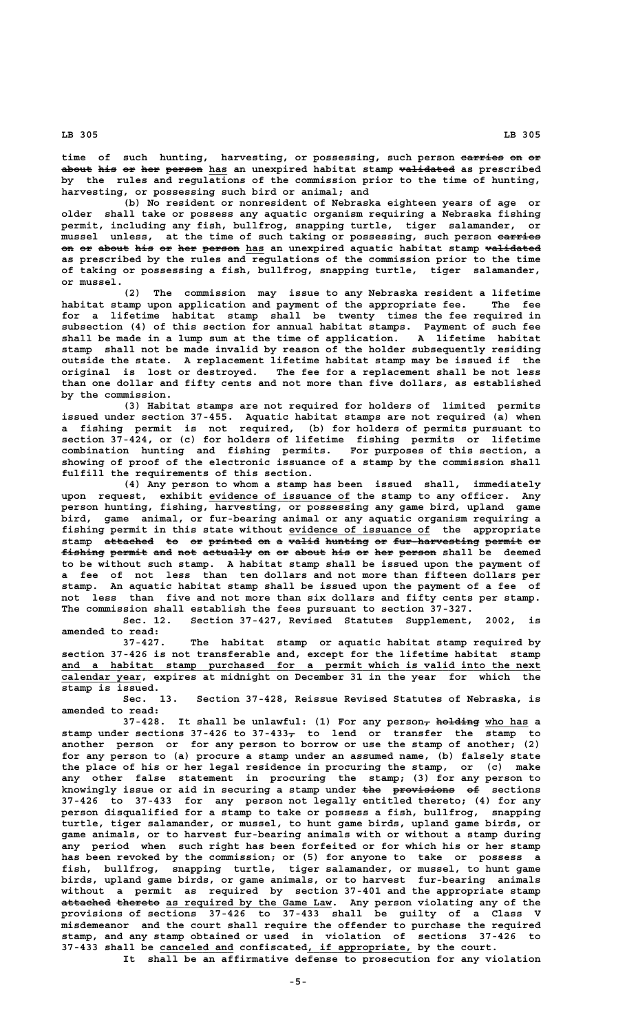time of such hunting, harvesting, or possessing, such person carries on or about his or her person has an unexpired habitat stamp validated as prescribed by the rules and regulations of the commission prior to the time of hunting, harvesting, or possessing such bird or animal; and

(b) No resident or nonresident of Nebraska eighteen years of age or older shall take or possess any aquatic organism requiring a Nebraska fishing permit, including any fish, bullfrog, snapping turtle, tiger salamander, or mussel unless, at the time of such taking or possessing, such person carries on or about his or her person has an unexpired aquatic habitat stamp validated as prescribed by the rules and regulations of the commission prior to the time of taking or possessing a fish, bullfrog, snapping turtle, tiger salamander, or mussel.

(2) The commission may issue to any Nebraska resident a lifetime habitat stamp upon application and payment of the appropriate fee. The fee for a lifetime habitat stamp shall be twenty times the fee required in subsection (4) of this section for annual habitat stamps. Payment of such fee shall be made in a lump sum at the time of application. A lifetime habitat stamp shall not be made invalid by reason of the holder subsequently residing outside the state. A replacement lifetime habitat stamp may be issued if the original is lost or destroyed. The fee for a replacement shall be not less than one dollar and fifty cents and not more than five dollars, as established by the commission.

(3) Habitat stamps are not required for holders of limited permits issued under section 37-455. Aquatic habitat stamps are not required (a) when a fishing permit is not required, (b) for holders of permits pursuant to section 37-424, or (c) for holders of lifetime fishing permits or lifetime combination hunting and fishing permits. For purposes of this section, a showing of proof of the electronic issuance of a stamp by the commission shall fulfill the requirements of this section.

(4) Any person to whom a stamp has been issued shall, immediately upon request, exhibit evidence of issuance of the stamp to any officer. Any person hunting, fishing, harvesting, or possessing any game bird, upland game bird, game animal, or fur-bearing animal or any aquatic organism requiring a fishing permit in this state without evidence of issuance of the appropriate stamp attached to or printed on a valid hunting or fur-harvesting permit or fishing permit and not actually on or about his or her person shall be deemed to be without such stamp. A habitat stamp shall be issued upon the payment of a fee of not less than ten dollars and not more than fifteen dollars per stamp. An aquatic habitat stamp shall be issued upon the payment of a fee of not less than five and not more than six dollars and fifty cents per stamp. The commission shall establish the fees pursuant to section 37-327.

Sec. 12. Section 37-427, Revised Statutes Supplement, 2002, is amended to read:

37-427. The habitat stamp or aquatic habitat stamp required by section 37-426 is not transferable and, except for the lifetime habitat stamp and a habitat stamp purchased for a permit which is valid into the next calendar year, expires at midnight on December 31 in the year for which the stamp is issued.

Sec. 13. Section 37-428, Reissue Revised Statutes of Nebraska, is amended to read:

37-428. It shall be unlawful: (1) For any person, holding who has a stamp under sections 37-426 to 37-433, to lend or transfer the stamp to another person or for any person to borrow or use the stamp of another; (2) for any person to (a) procure a stamp under an assumed name, (b) falsely state the place of his or her legal residence in procuring the stamp, or (c) make any other false statement in procuring the stamp; (3) for any person to knowingly issue or aid in securing a stamp under the provisions of sections 37-426 to 37-433 for any person not legally entitled thereto; (4) for any person disqualified for a stamp to take or possess a fish, bullfrog, snapping turtle, tiger salamander, or mussel, to hunt game birds, upland game birds, or game animals, or to harvest fur-bearing animals with or without a stamp during any period when such right has been forfeited or for which his or her stamp has been revoked by the commission; or (5) for anyone to take or possess a fish, bullfrog, snapping turtle, tiger salamander, or mussel, to hunt game birds, upland game birds, or game animals, or to harvest fur-bearing animals without a permit as required by section 37-401 and the appropriate stamp attached thereto as required by the Game Law. Any person violating any of the provisions of sections 37-426 to 37-433 shall be guilty of a Class V misdemeanor and the court shall require the offender to purchase the required stamp, and any stamp obtained or used in violation of sections 37-426 to 37-433 shall be canceled and confiscated, if appropriate, by the court.

It shall be an affirmative defense to prosecution for any violation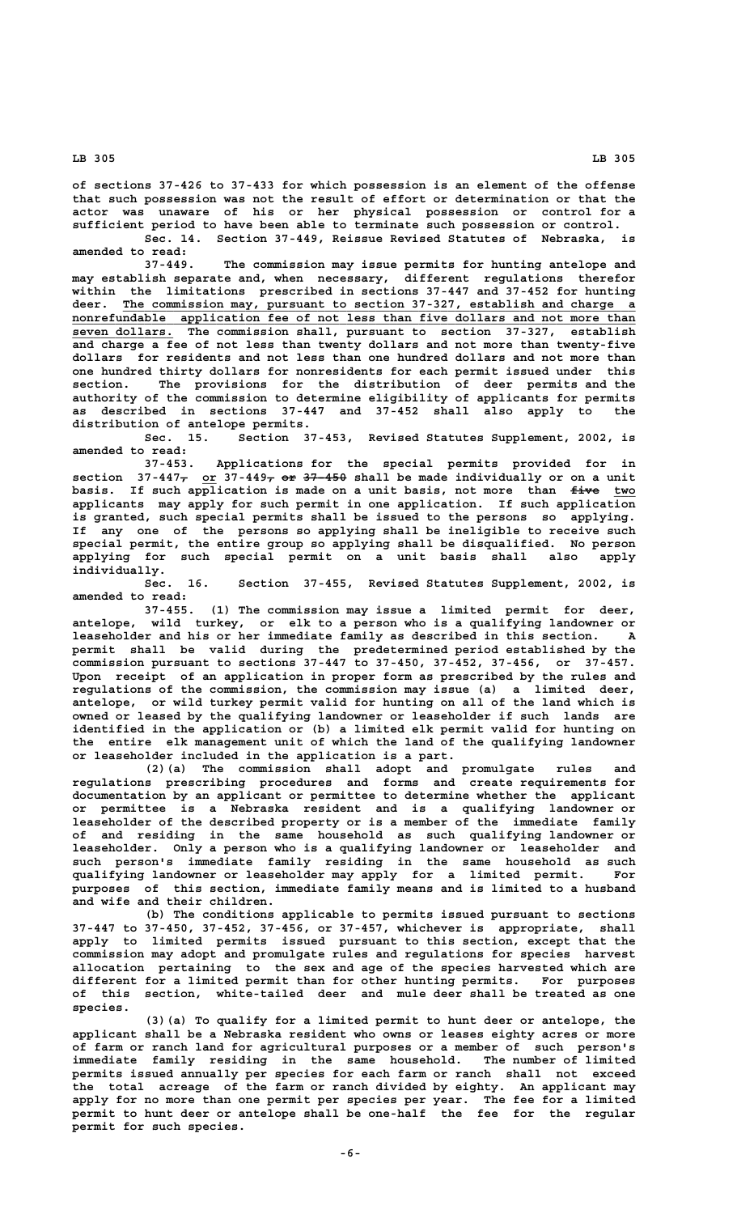of sections 37-426 to 37-433 for which possession is an element of the offense that such possession was not the result of effort or determination or that the actor was unaware of his or her physical possession or control for a sufficient period to have been able to terminate such possession or control.

Sec. 14. Section 37-449, Reissue Revised Statutes of Nebraska, is amended to read:

37-449. The commission may issue permits for hunting antelope and may establish separate and, when necessary, different regulations therefor within the limitations prescribed in sections 37-447 and 37-452 for hunting deer. The commission may, pursuant to section 37-327, establish and charge a nonrefundable application fee of not less than five dollars and not more than seven dollars. The commission shall, pursuant to section 37-327, establish and charge a fee of not less than twenty dollars and not more than twenty-five dollars for residents and not less than one hundred dollars and not more than one hundred thirty dollars for nonresidents for each permit issued under this section. The provisions for the distribution of deer permits and the authority of the commission to determine eligibility of applicants for permits as described in sections 37-447 and 37-452 shall also apply to the distribution of antelope permits.

Sec. 15. Section 37-453, Revised Statutes Supplement, 2002, is amended to read:

37-453. Applications for the special permits provided for in section 37-447, or 37-449, or 37-450 shall be made individually or on a unit basis. If such application is made on a unit basis, not more than five two applicants may apply for such permit in one application. If such application is granted, such special permits shall be issued to the persons so applying. If any one of the persons so applying shall be ineligible to receive such special permit, the entire group so applying shall be disqualified. No person applying for such special permit on a unit basis shall also apply individually.

Sec. 16. Section 37-455, Revised Statutes Supplement, 2002, is amended to read:

37-455. (1) The commission may issue a limited permit for deer, antelope, wild turkey, or elk to a person who is a qualifying landowner or leaseholder and his or her immediate family as described in this section. A permit shall be valid during the predetermined period established by the commission pursuant to sections 37-447 to 37-450, 37-452, 37-456, or 37-457. Upon receipt of an application in proper form as prescribed by the rules and regulations of the commission, the commission may issue (a) a limited deer, antelope, or wild turkey permit valid for hunting on all of the land which is owned or leased by the qualifying landowner or leaseholder if such lands are identified in the application or (b) a limited elk permit valid for hunting on the entire elk management unit of which the land of the qualifying landowner or leaseholder included in the application is a part.

(2)(a) The commission shall adopt and promulgate rules and regulations prescribing procedures and forms and create requirements for documentation by an applicant or permittee to determine whether the applicant or permittee is a Nebraska resident and is a qualifying landowner or leaseholder of the described property or is a member of the immediate family of and residing in the same household as such qualifying landowner or leaseholder. Only a person who is a qualifying landowner or leaseholder and such person's immediate family residing in the same household as such qualifying landowner or leaseholder may apply for a limited permit. For purposes of this section, immediate family means and is limited to a husband and wife and their children.

(b) The conditions applicable to permits issued pursuant to sections 37-447 to 37-450, 37-452, 37-456, or 37-457, whichever is appropriate, shall apply to limited permits issued pursuant to this section, except that the commission may adopt and promulgate rules and regulations for species harvest allocation pertaining to the sex and age of the species harvested which are different for a limited permit than for other hunting permits. For purposes of this section, white-tailed deer and mule deer shall be treated as one species.

(3)(a) To qualify for a limited permit to hunt deer or antelope, the applicant shall be a Nebraska resident who owns or leases eighty acres or more of farm or ranch land for agricultural purposes or a member of such person's immediate family residing in the same household. The number of limited permits issued annually per species for each farm or ranch shall not exceed the total acreage of the farm or ranch divided by eighty. An applicant may apply for no more than one permit per species per year. The fee for a limited permit to hunt deer or antelope shall be one-half the fee for the regular permit for such species.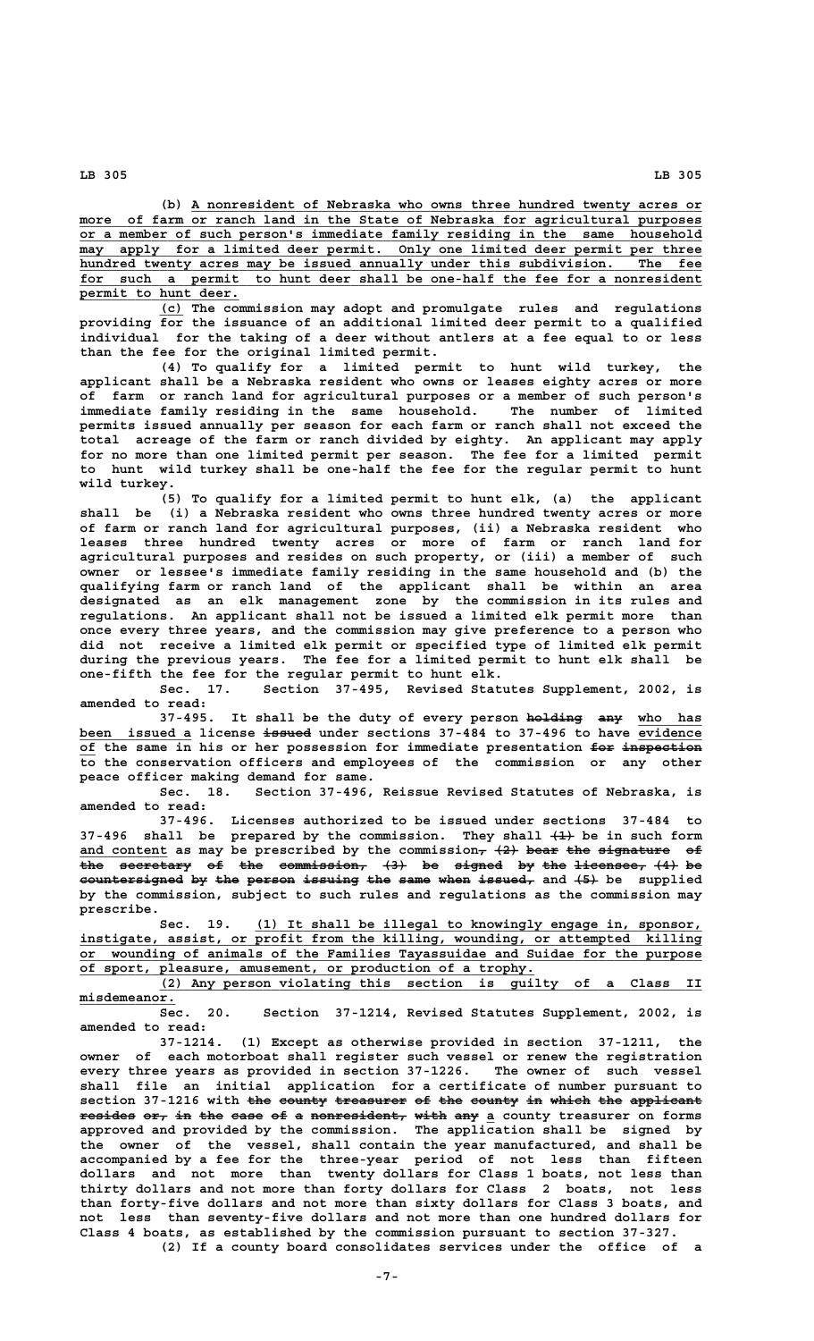(b) A nonresident of Nebraska who owns three hundred twenty acres or more of farm or ranch land in the State of Nebraska for agricultural purposes or a member of such person's immediate family residing in the same household may apply for a limited deer permit. Only one limited deer permit per three hundred twenty acres may be issued annually under this subdivision. The fee for such a permit to hunt deer shall be one-half the fee for a nonresident permit to hunt deer.

(c) The commission may adopt and promulgate rules and regulations providing for the issuance of an additional limited deer permit to a qualified individual for the taking of a deer without antlers at a fee equal to or less than the fee for the original limited permit.

(4) To qualify for a limited permit to hunt wild turkey, the applicant shall be a Nebraska resident who owns or leases eighty acres or more of farm or ranch land for agricultural purposes or a member of such person's immediate family residing in the same household. The number of limited permits issued annually per season for each farm or ranch shall not exceed the total acreage of the farm or ranch divided by eighty. An applicant may apply for no more than one limited permit per season. The fee for a limited permit to hunt wild turkey shall be one-half the fee for the regular permit to hunt wild turkey.

(5) To qualify for a limited permit to hunt elk, (a) the applicant shall be (i) a Nebraska resident who owns three hundred twenty acres or more of farm or ranch land for agricultural purposes, (ii) a Nebraska resident who leases three hundred twenty acres or more of farm or ranch land for agricultural purposes and resides on such property, or (iii) a member of such owner or lessee's immediate family residing in the same household and (b) the qualifying farm or ranch land of the applicant shall be within an area designated as an elk management zone by the commission in its rules and regulations. An applicant shall not be issued a limited elk permit more than once every three years, and the commission may give preference to a person who did not receive a limited elk permit or specified type of limited elk permit during the previous years. The fee for a limited permit to hunt elk shall be one-fifth the fee for the regular permit to hunt elk.

Sec. 17. Section 37-495, Revised Statutes Supplement, 2002, is amended to read:

37-495. It shall be the duty of every person ~~holding any~~ who has been issued a license ~~issued~~ under sections 37-484 to 37-496 to have evidence of the same in his or her possession for immediate presentation ~~for inspection~~ to the conservation officers and employees of the commission or any other peace officer making demand for same.

Sec. 18. Section 37-496, Reissue Revised Statutes of Nebraska, is amended to read:

37-496. Licenses authorized to be issued under sections 37-484 to 37-496 shall be prepared by the commission. They shall ~~(1)~~ be in such form and content as may be prescribed by the commission~~, (2) bear the signature of the secretary of the commission, (3) be signed by the licensee, (4) be countersigned by the person issuing the same when issued,~~ and ~~(5)~~ be supplied by the commission, subject to such rules and regulations as the commission may prescribe.

Sec. 19. (1) It shall be illegal to knowingly engage in, sponsor, instigate, assist, or profit from the killing, wounding, or attempted killing or wounding of animals of the Families Tayassuidae and Suidae for the purpose of sport, pleasure, amusement, or production of a trophy.

(2) Any person violating this section is guilty of a Class II misdemeanor.

Sec. 20. Section 37-1214, Revised Statutes Supplement, 2002, is amended to read:

37-1214. (1) Except as otherwise provided in section 37-1211, the owner of each motorboat shall register such vessel or renew the registration every three years as provided in section 37-1226. The owner of such vessel shall file an initial application for a certificate of number pursuant to section 37-1216 with ~~the county treasurer of the county in which the applicant resides or, in the case of a nonresident, with any~~ a county treasurer on forms approved and provided by the commission. The application shall be signed by the owner of the vessel, shall contain the year manufactured, and shall be accompanied by a fee for the three-year period of not less than fifteen dollars and not more than twenty dollars for Class 1 boats, not less than thirty dollars and not more than forty dollars for Class 2 boats, not less than forty-five dollars and not more than sixty dollars for Class 3 boats, and not less than seventy-five dollars and not more than one hundred dollars for Class 4 boats, as established by the commission pursuant to section 37-327.

(2) If a county board consolidates services under the office of a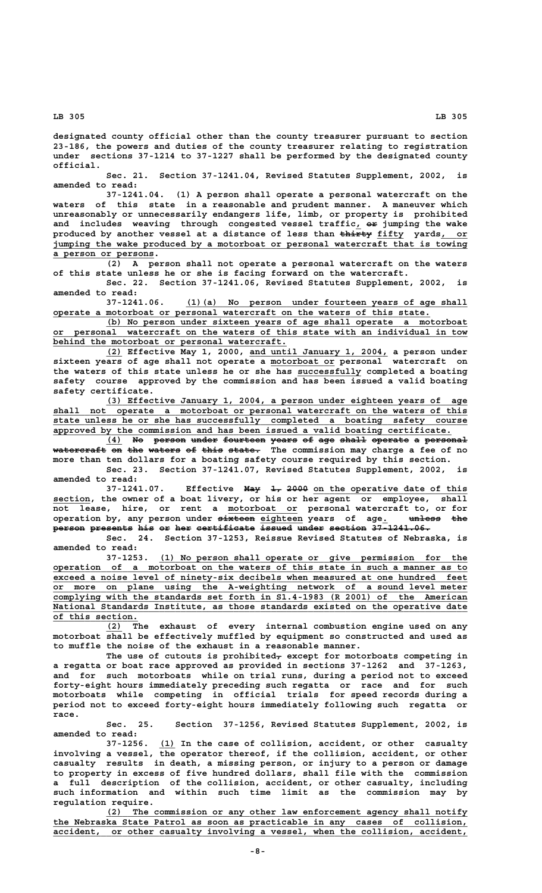designated county official other than the county treasurer pursuant to section 23-186, the powers and duties of the county treasurer relating to registration under sections 37-1214 to 37-1227 shall be performed by the designated county official.

Sec. 21. Section 37-1241.04, Revised Statutes Supplement, 2002, is amended to read:

37-1241.04. (1) A person shall operate a personal watercraft on the waters of this state in a reasonable and prudent manner. A maneuver which unreasonably or unnecessarily endangers life, limb, or property is prohibited and includes weaving through congested vessel traffic, ~~or~~ jumping the wake produced by another vessel at a distance of less than ~~thirty~~ fifty yards, or jumping the wake produced by a motorboat or personal watercraft that is towing a person or persons.

(2) A person shall not operate a personal watercraft on the waters of this state unless he or she is facing forward on the watercraft.

Sec. 22. Section 37-1241.06, Revised Statutes Supplement, 2002, is amended to read:

37-1241.06. (1)(a) No person under fourteen years of age shall operate a motorboat or personal watercraft on the waters of this state.

(b) No person under sixteen years of age shall operate a motorboat or personal watercraft on the waters of this state with an individual in tow behind the motorboat or personal watercraft.

(2) Effective May 1, 2000, and until January 1, 2004, a person under sixteen years of age shall not operate a motorboat or personal watercraft on the waters of this state unless he or she has successfully completed a boating safety course approved by the commission and has been issued a valid boating safety certificate.

(3) Effective January 1, 2004, a person under eighteen years of age shall not operate a motorboat or personal watercraft on the waters of this state unless he or she has successfully completed a boating safety course approved by the commission and has been issued a valid boating certificate.

(4) ~~No person under fourteen years of age shall operate a personal watercraft on the waters of this state.~~ The commission may charge a fee of no more than ten dollars for a boating safety course required by this section.

Sec. 23. Section 37-1241.07, Revised Statutes Supplement, 2002, is amended to read:

37-1241.07. Effective ~~May 1, 2000~~ on the operative date of this section, the owner of a boat livery, or his or her agent or employee, shall not lease, hire, or rent a motorboat or personal watercraft to, or for operation by, any person under ~~sixteen~~ eighteen years of age. ~~unless the person presents his or her certificate issued under section 37-1241.06.~~

Sec. 24. Section 37-1253, Reissue Revised Statutes of Nebraska, is amended to read:

37-1253. (1) No person shall operate or give permission for the operation of a motorboat on the waters of this state in such a manner as to exceed a noise level of ninety-six decibels when measured at one hundred feet or more on plane using the A-weighting network of a sound level meter complying with the standards set forth in S1.4-1983 (R 2001) of the American National Standards Institute, as those standards existed on the operative date of this section.

(2) The exhaust of every internal combustion engine used on any motorboat shall be effectively muffled by equipment so constructed and used as to muffle the noise of the exhaust in a reasonable manner.

The use of cutouts is prohibited~~,~~ except for motorboats competing in a regatta or boat race approved as provided in sections 37-1262 and 37-1263, and for such motorboats while on trial runs, during a period not to exceed forty-eight hours immediately preceding such regatta or race and for such motorboats while competing in official trials for speed records during a period not to exceed forty-eight hours immediately following such regatta or race.

Sec. 25. Section 37-1256, Revised Statutes Supplement, 2002, is amended to read:

37-1256. (1) In the case of collision, accident, or other casualty involving a vessel, the operator thereof, if the collision, accident, or other casualty results in death, a missing person, or injury to a person or damage to property in excess of five hundred dollars, shall file with the commission a full description of the collision, accident, or other casualty, including such information and within such time limit as the commission may by regulation require.

(2) The commission or any other law enforcement agency shall notify the Nebraska State Patrol as soon as practicable in any cases of collision, accident, or other casualty involving a vessel, when the collision, accident,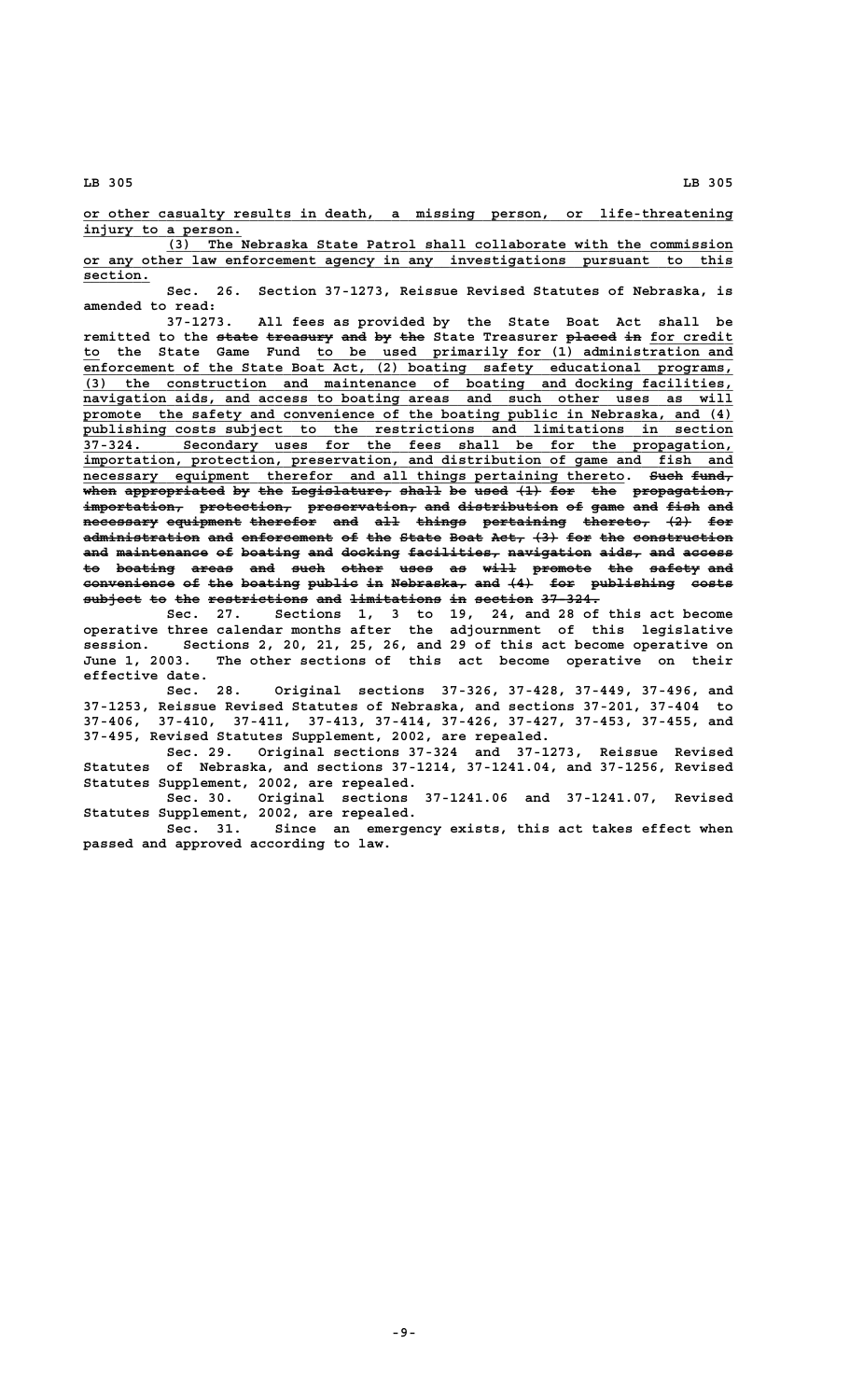or other casualty results in death, a missing person, or life-threatening injury to a person.

(3) The Nebraska State Patrol shall collaborate with the commission or any other law enforcement agency in any investigations pursuant to this section.

Sec. 26. Section 37-1273, Reissue Revised Statutes of Nebraska, is amended to read:

37-1273. All fees as provided by the State Boat Act shall be remitted to the ~~state treasury and by the~~ State Treasurer ~~placed in~~ for credit to the State Game Fund to be used primarily for (1) administration and enforcement of the State Boat Act, (2) boating safety educational programs, (3) the construction and maintenance of boating and docking facilities, navigation aids, and access to boating areas and such other uses as will promote the safety and convenience of the boating public in Nebraska, and (4) publishing costs subject to the restrictions and limitations in section 37-324. Secondary uses for the fees shall be for the propagation, importation, protection, preservation, and distribution of game and fish and necessary equipment therefor and all things pertaining thereto. ~~Such fund, when appropriated by the Legislature, shall be used (1) for the propagation, importation, protection, preservation, and distribution of game and fish and necessary equipment therefor and all things pertaining thereto, (2) for administration and enforcement of the State Boat Act, (3) for the construction and maintenance of boating and docking facilities, navigation aids, and access to boating areas and such other uses as will promote the safety and convenience of the boating public in Nebraska, and (4) for publishing costs subject to the restrictions and limitations in section 37-324.~~

Sec. 27. Sections 1, 3 to 19, 24, and 28 of this act become operative three calendar months after the adjournment of this legislative session. Sections 2, 20, 21, 25, 26, and 29 of this act become operative on June 1, 2003. The other sections of this act become operative on their effective date.

Sec. 28. Original sections 37-326, 37-428, 37-449, 37-496, and 37-1253, Reissue Revised Statutes of Nebraska, and sections 37-201, 37-404 to 37-406, 37-410, 37-411, 37-413, 37-414, 37-426, 37-427, 37-453, 37-455, and 37-495, Revised Statutes Supplement, 2002, are repealed.

Sec. 29. Original sections 37-324 and 37-1273, Reissue Revised Statutes of Nebraska, and sections 37-1214, 37-1241.04, and 37-1256, Revised Statutes Supplement, 2002, are repealed.

Sec. 30. Original sections 37-1241.06 and 37-1241.07, Revised Statutes Supplement, 2002, are repealed.

Sec. 31. Since an emergency exists, this act takes effect when passed and approved according to law.